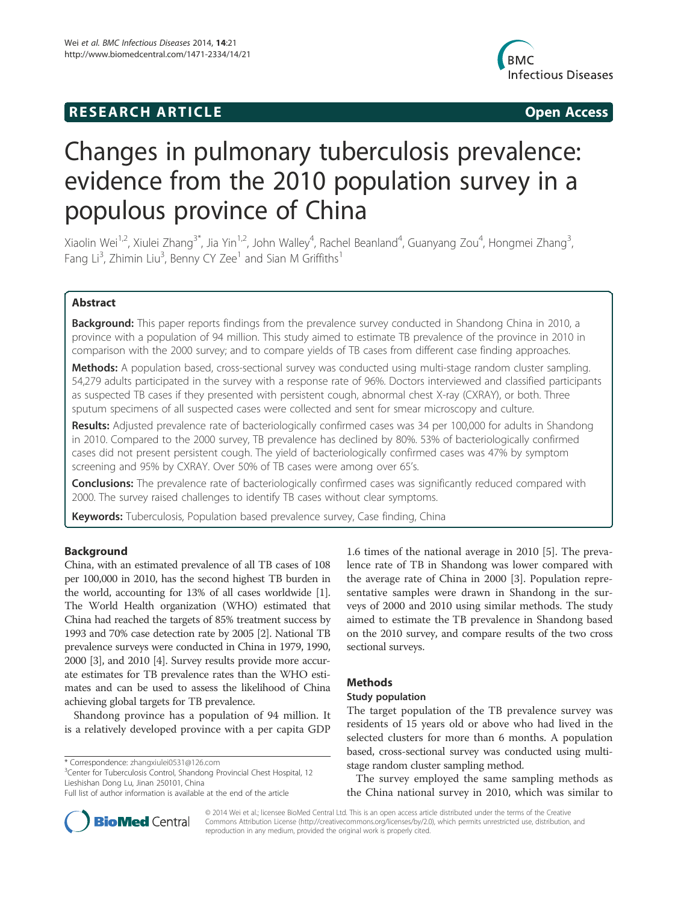RESEARCH ARTICLE **Open Access**

# Changes in pulmonary tuberculosis prevalence: evidence from the 2010 population survey in a populous province of China

Xiaolin Wei[1,2], Xiulei Zhang[3*], Jia Yin[1,2], John Walley[4], Rachel Beanland[4], Guanyang Zou[4], Hongmei Zhang[3], Fang Li[3], Zhimin Liu[3], Benny CY Zee[1] and Sian M Griffiths[1]

## Abstract

**Background:** This paper reports findings from the prevalence survey conducted in Shandong China in 2010, a province with a population of 94 million. This study aimed to estimate TB prevalence of the province in 2010 in comparison with the 2000 survey; and to compare yields of TB cases from different case finding approaches.

**Methods:** A population based, cross-sectional survey was conducted using multi-stage random cluster sampling. 54,279 adults participated in the survey with a response rate of 96%. Doctors interviewed and classified participants as suspected TB cases if they presented with persistent cough, abnormal chest X-ray (CXRAY), or both. Three sputum specimens of all suspected cases were collected and sent for smear microscopy and culture.

**Results:** Adjusted prevalence rate of bacteriologically confirmed cases was 34 per 100,000 for adults in Shandong in 2010. Compared to the 2000 survey, TB prevalence has declined by 80%. 53% of bacteriologically confirmed cases did not present persistent cough. The yield of bacteriologically confirmed cases was 47% by symptom screening and 95% by CXRAY. Over 50% of TB cases were among over 65's.

**Conclusions:** The prevalence rate of bacteriologically confirmed cases was significantly reduced compared with 2000. The survey raised challenges to identify TB cases without clear symptoms.

**Keywords:** Tuberculosis, Population based prevalence survey, Case finding, China

## Background

China, with an estimated prevalence of all TB cases of 108 per 100,000 in 2010, has the second highest TB burden in the world, accounting for 13% of all cases worldwide [1]. The World Health organization (WHO) estimated that China had reached the targets of 85% treatment success by 1993 and 70% case detection rate by 2005 [2]. National TB prevalence surveys were conducted in China in 1979, 1990, 2000 [3], and 2010 [4]. Survey results provide more accurate estimates for TB prevalence rates than the WHO estimates and can be used to assess the likelihood of China achieving global targets for TB prevalence.

Shandong province has a population of 94 million. It is a relatively developed province with a per capita GDP 1.6 times of the national average in 2010 [5]. The prevalence rate of TB in Shandong was lower compared with the average rate of China in 2000 [3]. Population representative samples were drawn in Shandong in the surveys of 2000 and 2010 using similar methods. The study aimed to estimate the TB prevalence in Shandong based on the 2010 survey, and compare results of the two cross sectional surveys.

## Methods

### Study population

The target population of the TB prevalence survey was residents of 15 years old or above who had lived in the selected clusters for more than 6 months. A population based, cross-sectional survey was conducted using multi-stage random cluster sampling method.

The survey employed the same sampling methods as the China national survey in 2010, which was similar to

\* Correspondence: zhangxiulei0531@126.com

[3]Center for Tuberculosis Control, Shandong Provincial Chest Hospital, 12 Lieshishan Dong Lu, Jinan 250101, China

Full list of author information is available at the end of the article

© 2014 Wei et al.; licensee BioMed Central Ltd. This is an open access article distributed under the terms of the Creative Commons Attribution License (http://creativecommons.org/licenses/by/2.0), which permits unrestricted use, distribution, and reproduction in any medium, provided the original work is properly cited.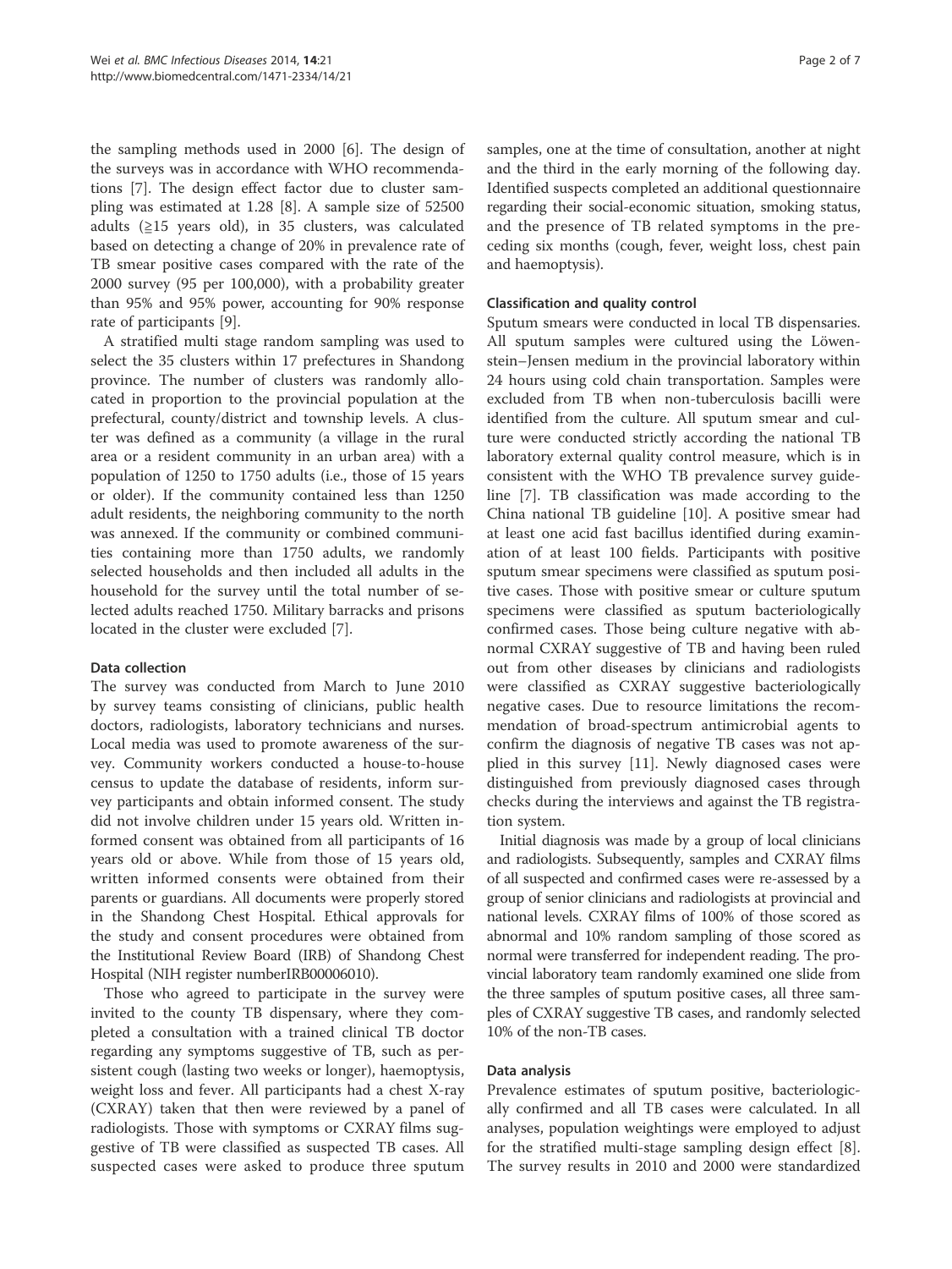the sampling methods used in 2000 [6]. The design of the surveys was in accordance with WHO recommendations [7]. The design effect factor due to cluster sampling was estimated at 1.28 [8]. A sample size of 52500 adults (≧15 years old), in 35 clusters, was calculated based on detecting a change of 20% in prevalence rate of TB smear positive cases compared with the rate of the 2000 survey (95 per 100,000), with a probability greater than 95% and 95% power, accounting for 90% response rate of participants [9].

A stratified multi stage random sampling was used to select the 35 clusters within 17 prefectures in Shandong province. The number of clusters was randomly allocated in proportion to the provincial population at the prefectural, county/district and township levels. A cluster was defined as a community (a village in the rural area or a resident community in an urban area) with a population of 1250 to 1750 adults (i.e., those of 15 years or older). If the community contained less than 1250 adult residents, the neighboring community to the north was annexed. If the community or combined communities containing more than 1750 adults, we randomly selected households and then included all adults in the household for the survey until the total number of selected adults reached 1750. Military barracks and prisons located in the cluster were excluded [7].

### Data collection

The survey was conducted from March to June 2010 by survey teams consisting of clinicians, public health doctors, radiologists, laboratory technicians and nurses. Local media was used to promote awareness of the survey. Community workers conducted a house-to-house census to update the database of residents, inform survey participants and obtain informed consent. The study did not involve children under 15 years old. Written informed consent was obtained from all participants of 16 years old or above. While from those of 15 years old, written informed consents were obtained from their parents or guardians. All documents were properly stored in the Shandong Chest Hospital. Ethical approvals for the study and consent procedures were obtained from the Institutional Review Board (IRB) of Shandong Chest Hospital (NIH register numberIRB00006010).

Those who agreed to participate in the survey were invited to the county TB dispensary, where they completed a consultation with a trained clinical TB doctor regarding any symptoms suggestive of TB, such as persistent cough (lasting two weeks or longer), haemoptysis, weight loss and fever. All participants had a chest X-ray (CXRAY) taken that then were reviewed by a panel of radiologists. Those with symptoms or CXRAY films suggestive of TB were classified as suspected TB cases. All suspected cases were asked to produce three sputum samples, one at the time of consultation, another at night and the third in the early morning of the following day. Identified suspects completed an additional questionnaire regarding their social-economic situation, smoking status, and the presence of TB related symptoms in the preceding six months (cough, fever, weight loss, chest pain and haemoptysis).

### Classification and quality control

Sputum smears were conducted in local TB dispensaries. All sputum samples were cultured using the Löwenstein–Jensen medium in the provincial laboratory within 24 hours using cold chain transportation. Samples were excluded from TB when non-tuberculosis bacilli were identified from the culture. All sputum smear and culture were conducted strictly according the national TB laboratory external quality control measure, which is in consistent with the WHO TB prevalence survey guideline [7]. TB classification was made according to the China national TB guideline [10]. A positive smear had at least one acid fast bacillus identified during examination of at least 100 fields. Participants with positive sputum smear specimens were classified as sputum positive cases. Those with positive smear or culture sputum specimens were classified as sputum bacteriologically confirmed cases. Those being culture negative with abnormal CXRAY suggestive of TB and having been ruled out from other diseases by clinicians and radiologists were classified as CXRAY suggestive bacteriologically negative cases. Due to resource limitations the recommendation of broad-spectrum antimicrobial agents to confirm the diagnosis of negative TB cases was not applied in this survey [11]. Newly diagnosed cases were distinguished from previously diagnosed cases through checks during the interviews and against the TB registration system.

Initial diagnosis was made by a group of local clinicians and radiologists. Subsequently, samples and CXRAY films of all suspected and confirmed cases were re-assessed by a group of senior clinicians and radiologists at provincial and national levels. CXRAY films of 100% of those scored as abnormal and 10% random sampling of those scored as normal were transferred for independent reading. The provincial laboratory team randomly examined one slide from the three samples of sputum positive cases, all three samples of CXRAY suggestive TB cases, and randomly selected 10% of the non-TB cases.

### Data analysis

Prevalence estimates of sputum positive, bacteriologically confirmed and all TB cases were calculated. In all analyses, population weightings were employed to adjust for the stratified multi-stage sampling design effect [8]. The survey results in 2010 and 2000 were standardized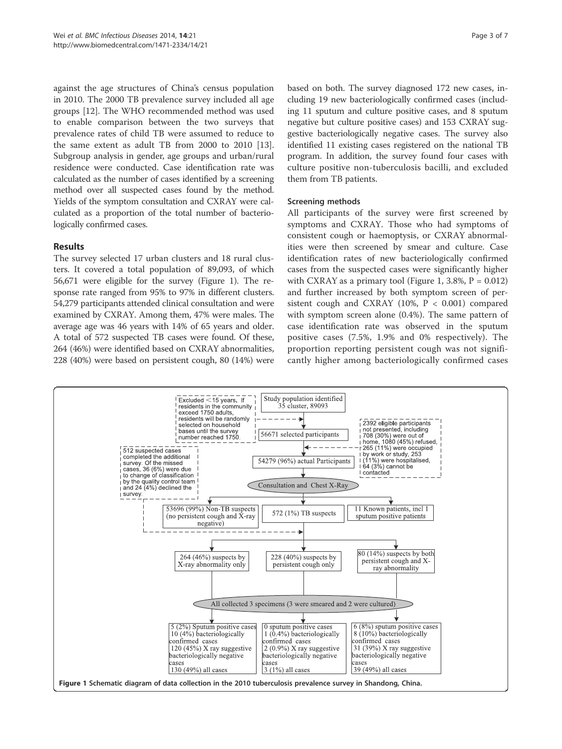against the age structures of China's census population in 2010. The 2000 TB prevalence survey included all age groups [12]. The WHO recommended method was used to enable comparison between the two surveys that prevalence rates of child TB were assumed to reduce to the same extent as adult TB from 2000 to 2010 [13]. Subgroup analysis in gender, age groups and urban/rural residence were conducted. Case identification rate was calculated as the number of cases identified by a screening method over all suspected cases found by the method. Yields of the symptom consultation and CXRAY were calculated as a proportion of the total number of bacteriologically confirmed cases.

## Results

The survey selected 17 urban clusters and 18 rural clusters. It covered a total population of 89,093, of which 56,671 were eligible for the survey (Figure 1). The response rate ranged from 95% to 97% in different clusters. 54,279 participants attended clinical consultation and were examined by CXRAY. Among them, 47% were males. The average age was 46 years with 14% of 65 years and older. A total of 572 suspected TB cases were found. Of these, 264 (46%) were identified based on CXRAY abnormalities, 228 (40%) were based on persistent cough, 80 (14%) were based on both. The survey diagnosed 172 new cases, including 19 new bacteriologically confirmed cases (including 11 sputum and culture positive cases, and 8 sputum negative but culture positive cases) and 153 CXRAY suggestive bacteriologically negative cases. The survey also identified 11 existing cases registered on the national TB program. In addition, the survey found four cases with culture positive non-tuberculosis bacilli, and excluded them from TB patients.

### Screening methods

All participants of the survey were first screened by symptoms and CXRAY. Those who had symptoms of consistent cough or haemoptysis, or CXRAY abnormalities were then screened by smear and culture. Case identification rates of new bacteriologically confirmed cases from the suspected cases were significantly higher with CXRAY as a primary tool (Figure 1, 3.8%, $P = 0.012$) and further increased by both symptom screen of persistent cough and CXRAY (10%, $P < 0.001$) compared with symptom screen alone (0.4%). The same pattern of case identification rate was observed in the sputum positive cases (7.5%, 1.9% and 0% respectively). The proportion reporting persistent cough was not significantly higher among bacteriologically confirmed cases

Study population identified 35 cluster, 89093

Excluded <15 years. If residents in the community exceed 1750 adults, residents will be randomly selected on household bases until the survey number reached 1750.

56671 selected participants

2392 eligible participants not presented, including 708 (30%) were out of home, 1080 (45%) refused, 265 (11%) were occupied by work or study, 253 (11%) were hospitalised, 64 (3%) cannot be contacted

54279 (96%) actual Participants

512 suspected cases completed the additional survey. Of the missed cases, 36 (6%) were due to change of classification by the quality control team and 24 (4%) declined the survey.

Consultation and Chest X-Ray

53696 (99%) Non-TB suspects (no persistent cough and X-ray negative)

572 (1%) TB suspects

11 Known patients, incl 1 sputum positive patients

264 (46%) suspects by X-ray abnormality only

228 (40%) suspects by persistent cough only

80 (14%) suspects by both persistent cough and X-ray abnormality

All collected 3 specimens (3 were smeared and 2 were cultured)

5 (2%) Sputum positive cases
10 (4%) bacteriologically confirmed cases
120 (45%) X ray suggestive bacteriologically negative cases
130 (49%) all cases

0 sputum positive cases
1 (0.4%) bacteriologically confirmed cases
2 (0.9%) X ray suggestive bacteriologically negative cases
3 (1%) all cases

6 (8%) sputum positive cases
8 (10%) bacteriologically confirmed cases
31 (39%) X ray suggestive bacteriologically negative cases
39 (49%) all cases

**Figure 1** Schematic diagram of data collection in the 2010 tuberculosis prevalence survey in Shandong, China.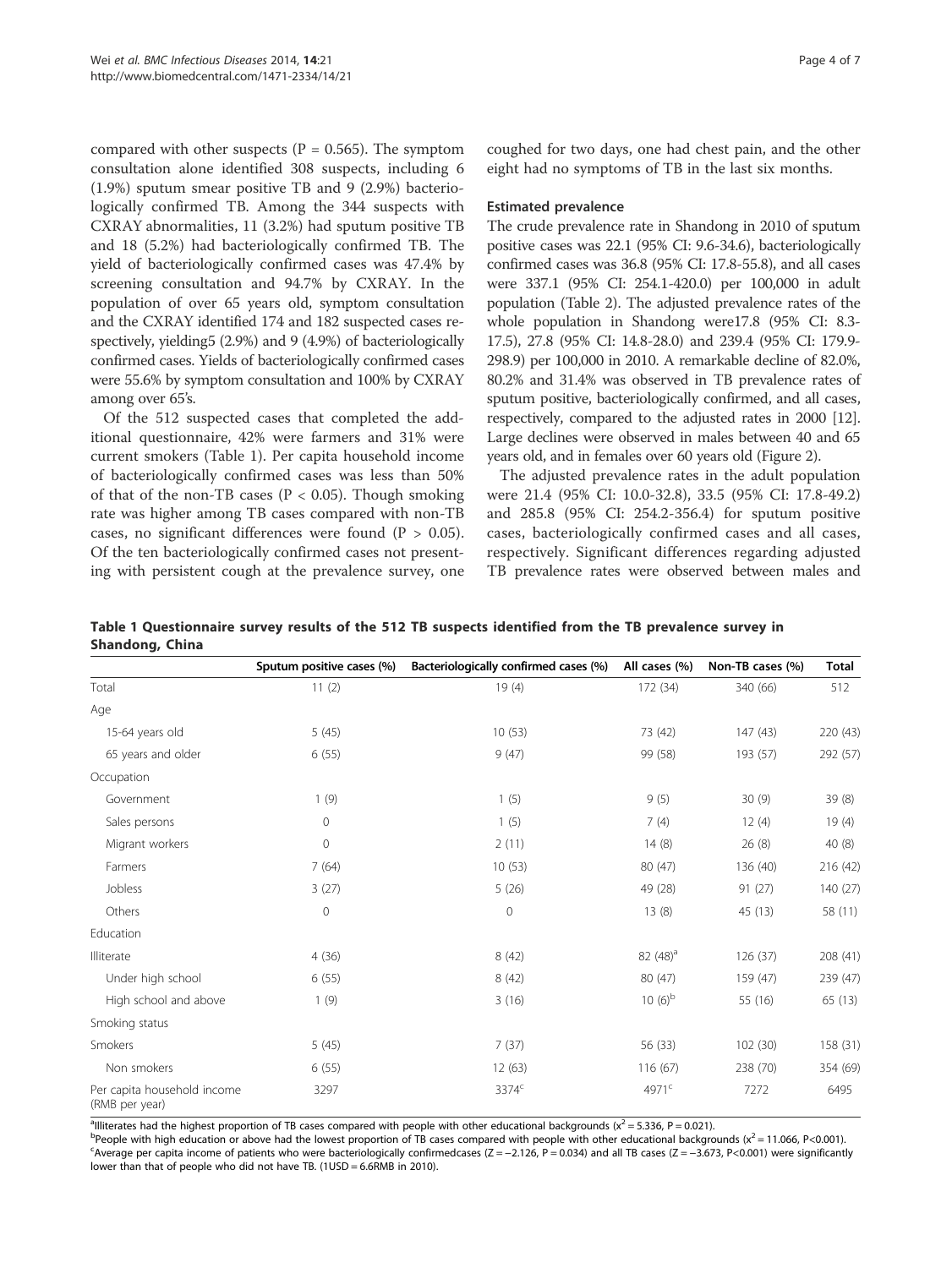compared with other suspects (P = 0.565). The symptom consultation alone identified 308 suspects, including 6 (1.9%) sputum smear positive TB and 9 (2.9%) bacteriologically confirmed TB. Among the 344 suspects with CXRAY abnormalities, 11 (3.2%) had sputum positive TB and 18 (5.2%) had bacteriologically confirmed TB. The yield of bacteriologically confirmed cases was 47.4% by screening consultation and 94.7% by CXRAY. In the population of over 65 years old, symptom consultation and the CXRAY identified 174 and 182 suspected cases respectively, yielding5 (2.9%) and 9 (4.9%) of bacteriologically confirmed cases. Yields of bacteriologically confirmed cases were 55.6% by symptom consultation and 100% by CXRAY among over 65's.

Of the 512 suspected cases that completed the additional questionnaire, 42% were farmers and 31% were current smokers (Table 1). Per capita household income of bacteriologically confirmed cases was less than 50% of that of the non-TB cases (P < 0.05). Though smoking rate was higher among TB cases compared with non-TB cases, no significant differences were found (P > 0.05). Of the ten bacteriologically confirmed cases not presenting with persistent cough at the prevalence survey, one coughed for two days, one had chest pain, and the other eight had no symptoms of TB in the last six months.

### Estimated prevalence

The crude prevalence rate in Shandong in 2010 of sputum positive cases was 22.1 (95% CI: 9.6-34.6), bacteriologically confirmed cases was 36.8 (95% CI: 17.8-55.8), and all cases were 337.1 (95% CI: 254.1-420.0) per 100,000 in adult population (Table 2). The adjusted prevalence rates of the whole population in Shandong were17.8 (95% CI: 8.3-17.5), 27.8 (95% CI: 14.8-28.0) and 239.4 (95% CI: 179.9-298.9) per 100,000 in 2010. A remarkable decline of 82.0%, 80.2% and 31.4% was observed in TB prevalence rates of sputum positive, bacteriologically confirmed, and all cases, respectively, compared to the adjusted rates in 2000 [12]. Large declines were observed in males between 40 and 65 years old, and in females over 60 years old (Figure 2).

The adjusted prevalence rates in the adult population were 21.4 (95% CI: 10.0-32.8), 33.5 (95% CI: 17.8-49.2) and 285.8 (95% CI: 254.2-356.4) for sputum positive cases, bacteriologically confirmed cases and all cases, respectively. Significant differences regarding adjusted TB prevalence rates were observed between males and

**Table 1 Questionnaire survey results of the 512 TB suspects identified from the TB prevalence survey in Shandong, China**

| | Sputum positive cases (%) | Bacteriologically confirmed cases (%) | All cases (%) | Non-TB cases (%) | Total |
|---|---|---|---|---|---|
| Total | 11 (2) | 19 (4) | 172 (34) | 340 (66) | 512 |
| Age | | | | | |
| 15-64 years old | 5 (45) | 10 (53) | 73 (42) | 147 (43) | 220 (43) |
| 65 years and older | 6 (55) | 9 (47) | 99 (58) | 193 (57) | 292 (57) |
| Occupation | | | | | |
| Government | 1 (9) | 1 (5) | 9 (5) | 30 (9) | 39 (8) |
| Sales persons | 0 | 1 (5) | 7 (4) | 12 (4) | 19 (4) |
| Migrant workers | 0 | 2 (11) | 14 (8) | 26 (8) | 40 (8) |
| Farmers | 7 (64) | 10 (53) | 80 (47) | 136 (40) | 216 (42) |
| Jobless | 3 (27) | 5 (26) | 49 (28) | 91 (27) | 140 (27) |
| Others | 0 | 0 | 13 (8) | 45 (13) | 58 (11) |
| Education | | | | | |
| Illiterate | 4 (36) | 8 (42) | 82 (48)[a] | 126 (37) | 208 (41) |
| Under high school | 6 (55) | 8 (42) | 80 (47) | 159 (47) | 239 (47) |
| High school and above | 1 (9) | 3 (16) | 10 (6)[b] | 55 (16) | 65 (13) |
| Smoking status | | | | | |
| Smokers | 5 (45) | 7 (37) | 56 (33) | 102 (30) | 158 (31) |
| Non smokers | 6 (55) | 12 (63) | 116 (67) | 238 (70) | 354 (69) |
| Per capita household income (RMB per year) | 3297 | 3374[c] | 4971[c] | 7272 | 6495 |

[a]Illiterates had the highest proportion of TB cases compared with people with other educational backgrounds ($x^2 = 5.336$, P = 0.021).
[b]People with high education or above had the lowest proportion of TB cases compared with people with other educational backgrounds ($x^2 = 11.066$, P<0.001).
[c]Average per capita income of patients who were bacteriologically confirmedcases (Z = −2.126, P = 0.034) and all TB cases (Z = −3.673, P<0.001) were significantly lower than that of people who did not have TB. (1USD = 6.6RMB in 2010).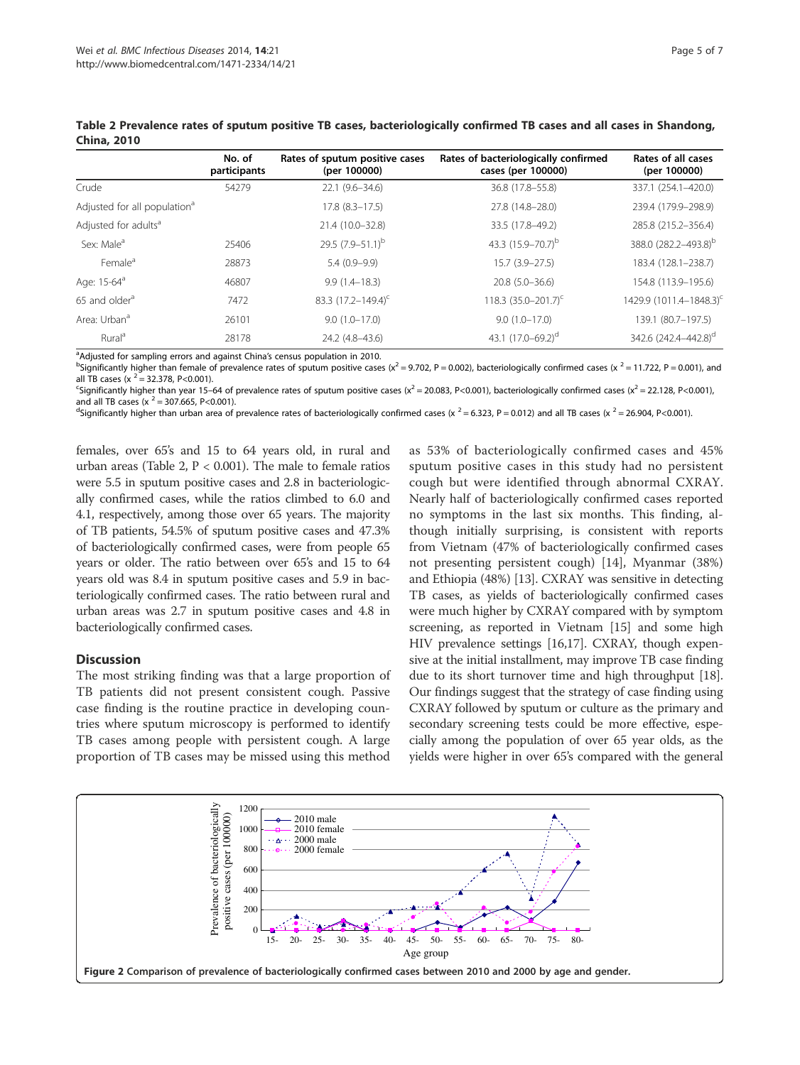**Table 2 Prevalence rates of sputum positive TB cases, bacteriologically confirmed TB cases and all cases in Shandong, China, 2010**

| | No. of participants | Rates of sputum positive cases (per 100000) | Rates of bacteriologically confirmed cases (per 100000) | Rates of all cases (per 100000) |
|---|---|---|---|---|
| Crude | 54279 | 22.1 (9.6–34.6) | 36.8 (17.8–55.8) | 337.1 (254.1–420.0) |
| Adjusted for all population[a] | | 17.8 (8.3–17.5) | 27.8 (14.8–28.0) | 239.4 (179.9–298.9) |
| Adjusted for adults[a] | | 21.4 (10.0–32.8) | 33.5 (17.8–49.2) | 285.8 (215.2–356.4) |
| Sex: Male[a] | 25406 | 29.5 (7.9–51.1)[b] | 43.3 (15.9–70.7)[b] | 388.0 (282.2–493.8)[b] |
| Female[a] | 28873 | 5.4 (0.9–9.9) | 15.7 (3.9–27.5) | 183.4 (128.1–238.7) |
| Age: 15-64[a] | 46807 | 9.9 (1.4–18.3) | 20.8 (5.0–36.6) | 154.8 (113.9–195.6) |
| 65 and older[a] | 7472 | 83.3 (17.2–149.4)[c] | 118.3 (35.0–201.7)[c] | 1429.9 (1011.4–1848.3)[c] |
| Area: Urban[a] | 26101 | 9.0 (1.0–17.0) | 9.0 (1.0–17.0) | 139.1 (80.7–197.5) |
| Rural[a] | 28178 | 24.2 (4.8–43.6) | 43.1 (17.0–69.2)[d] | 342.6 (242.4–442.8)[d] |

[a]Adjusted for sampling errors and against China's census population in 2010.
[b]Significantly higher than female of prevalence rates of sputum positive cases ($x^2 = 9.702$, P = 0.002), bacteriologically confirmed cases ($x^2 = 11.722$, P = 0.001), and all TB cases ($x^2 = 32.378$, P<0.001).
[c]Significantly higher than year 15–64 of prevalence rates of sputum positive cases ($x^2 = 20.083$, P<0.001), bacteriologically confirmed cases ($x^2 = 22.128$, P<0.001), and all TB cases ($x^2 = 307.665$, P<0.001).
[d]Significantly higher than urban area of prevalence rates of bacteriologically confirmed cases ($x^2 = 6.323$, P = 0.012) and all TB cases ($x^2 = 26.904$, P<0.001).

females, over 65's and 15 to 64 years old, in rural and urban areas (Table 2, P < 0.001). The male to female ratios were 5.5 in sputum positive cases and 2.8 in bacteriologically confirmed cases, while the ratios climbed to 6.0 and 4.1, respectively, among those over 65 years. The majority of TB patients, 54.5% of sputum positive cases and 47.3% of bacteriologically confirmed cases, were from people 65 years or older. The ratio between over 65's and 15 to 64 years old was 8.4 in sputum positive cases and 5.9 in bacteriologically confirmed cases. The ratio between rural and urban areas was 2.7 in sputum positive cases and 4.8 in bacteriologically confirmed cases.

## Discussion

The most striking finding was that a large proportion of TB patients did not present consistent cough. Passive case finding is the routine practice in developing countries where sputum microscopy is performed to identify TB cases among people with persistent cough. A large proportion of TB cases may be missed using this method as 53% of bacteriologically confirmed cases and 45% sputum positive cases in this study had no persistent cough but were identified through abnormal CXRAY. Nearly half of bacteriologically confirmed cases reported no symptoms in the last six months. This finding, although initially surprising, is consistent with reports from Vietnam (47% of bacteriologically confirmed cases not presenting persistent cough) [14], Myanmar (38%) and Ethiopia (48%) [13]. CXRAY was sensitive in detecting TB cases, as yields of bacteriologically confirmed cases were much higher by CXRAY compared with by symptom screening, as reported in Vietnam [15] and some high HIV prevalence settings [16,17]. CXRAY, though expensive at the initial installment, may improve TB case finding due to its short turnover time and high throughput [18]. Our findings suggest that the strategy of case finding using CXRAY followed by sputum or culture as the primary and secondary screening tests could be more effective, especially among the population of over 65 year olds, as the yields were higher in over 65's compared with the general

**Figure 2 Comparison of prevalence of bacteriologically confirmed cases between 2010 and 2000 by age and gender.**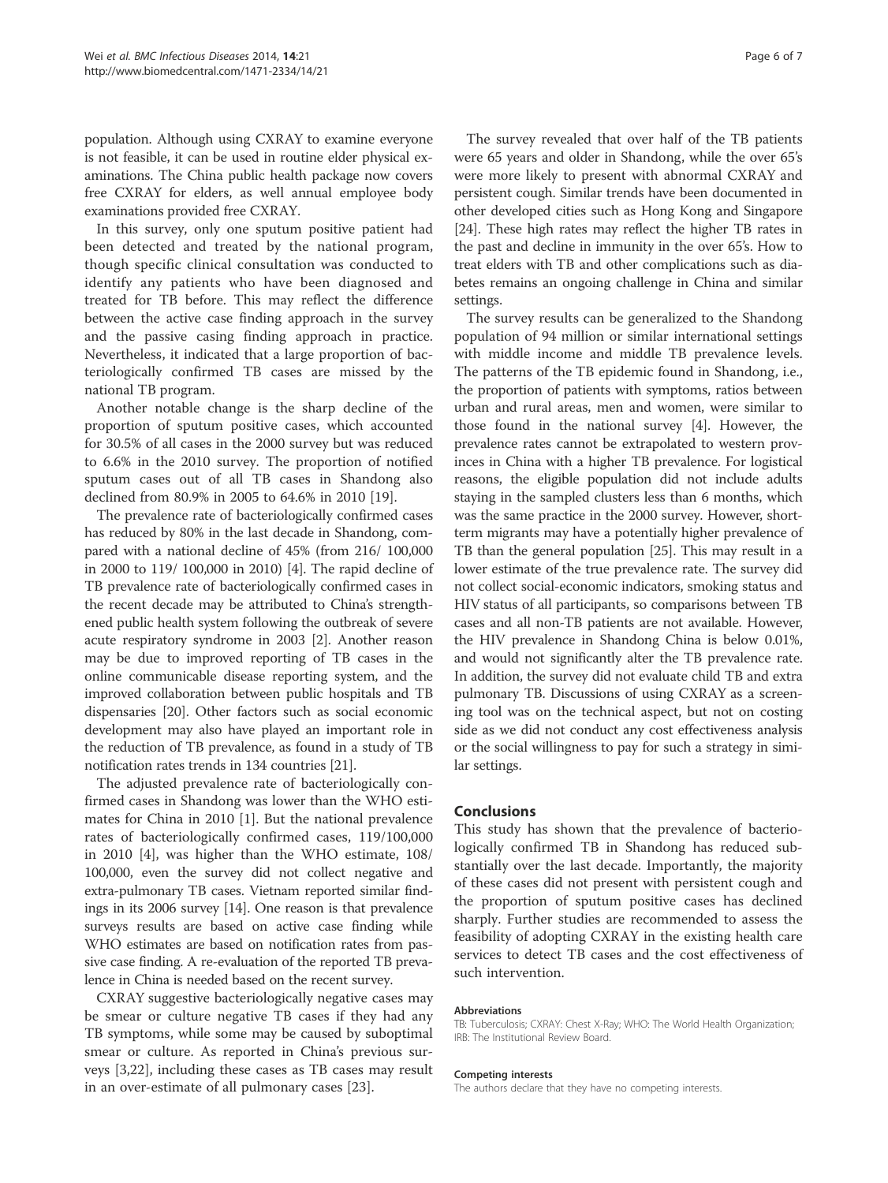population. Although using CXRAY to examine everyone is not feasible, it can be used in routine elder physical examinations. The China public health package now covers free CXRAY for elders, as well annual employee body examinations provided free CXRAY.

In this survey, only one sputum positive patient had been detected and treated by the national program, though specific clinical consultation was conducted to identify any patients who have been diagnosed and treated for TB before. This may reflect the difference between the active case finding approach in the survey and the passive casing finding approach in practice. Nevertheless, it indicated that a large proportion of bacteriologically confirmed TB cases are missed by the national TB program.

Another notable change is the sharp decline of the proportion of sputum positive cases, which accounted for 30.5% of all cases in the 2000 survey but was reduced to 6.6% in the 2010 survey. The proportion of notified sputum cases out of all TB cases in Shandong also declined from 80.9% in 2005 to 64.6% in 2010 [19].

The prevalence rate of bacteriologically confirmed cases has reduced by 80% in the last decade in Shandong, compared with a national decline of 45% (from 216/ 100,000 in 2000 to 119/ 100,000 in 2010) [4]. The rapid decline of TB prevalence rate of bacteriologically confirmed cases in the recent decade may be attributed to China's strengthened public health system following the outbreak of severe acute respiratory syndrome in 2003 [2]. Another reason may be due to improved reporting of TB cases in the online communicable disease reporting system, and the improved collaboration between public hospitals and TB dispensaries [20]. Other factors such as social economic development may also have played an important role in the reduction of TB prevalence, as found in a study of TB notification rates trends in 134 countries [21].

The adjusted prevalence rate of bacteriologically confirmed cases in Shandong was lower than the WHO estimates for China in 2010 [1]. But the national prevalence rates of bacteriologically confirmed cases, 119/100,000 in 2010 [4], was higher than the WHO estimate, 108/ 100,000, even the survey did not collect negative and extra-pulmonary TB cases. Vietnam reported similar findings in its 2006 survey [14]. One reason is that prevalence surveys results are based on active case finding while WHO estimates are based on notification rates from passive case finding. A re-evaluation of the reported TB prevalence in China is needed based on the recent survey.

CXRAY suggestive bacteriologically negative cases may be smear or culture negative TB cases if they had any TB symptoms, while some may be caused by suboptimal smear or culture. As reported in China's previous surveys [3,22], including these cases as TB cases may result in an over-estimate of all pulmonary cases [23].

The survey revealed that over half of the TB patients were 65 years and older in Shandong, while the over 65's were more likely to present with abnormal CXRAY and persistent cough. Similar trends have been documented in other developed cities such as Hong Kong and Singapore [24]. These high rates may reflect the higher TB rates in the past and decline in immunity in the over 65's. How to treat elders with TB and other complications such as diabetes remains an ongoing challenge in China and similar settings.

The survey results can be generalized to the Shandong population of 94 million or similar international settings with middle income and middle TB prevalence levels. The patterns of the TB epidemic found in Shandong, i.e., the proportion of patients with symptoms, ratios between urban and rural areas, men and women, were similar to those found in the national survey [4]. However, the prevalence rates cannot be extrapolated to western provinces in China with a higher TB prevalence. For logistical reasons, the eligible population did not include adults staying in the sampled clusters less than 6 months, which was the same practice in the 2000 survey. However, short-term migrants may have a potentially higher prevalence of TB than the general population [25]. This may result in a lower estimate of the true prevalence rate. The survey did not collect social-economic indicators, smoking status and HIV status of all participants, so comparisons between TB cases and all non-TB patients are not available. However, the HIV prevalence in Shandong China is below 0.01%, and would not significantly alter the TB prevalence rate. In addition, the survey did not evaluate child TB and extra pulmonary TB. Discussions of using CXRAY as a screening tool was on the technical aspect, but not on costing side as we did not conduct any cost effectiveness analysis or the social willingness to pay for such a strategy in similar settings.

## Conclusions

This study has shown that the prevalence of bacteriologically confirmed TB in Shandong has reduced substantially over the last decade. Importantly, the majority of these cases did not present with persistent cough and the proportion of sputum positive cases has declined sharply. Further studies are recommended to assess the feasibility of adopting CXRAY in the existing health care services to detect TB cases and the cost effectiveness of such intervention.

#### Abbreviations

TB: Tuberculosis; CXRAY: Chest X-Ray; WHO: The World Health Organization; IRB: The Institutional Review Board.

#### Competing interests

The authors declare that they have no competing interests.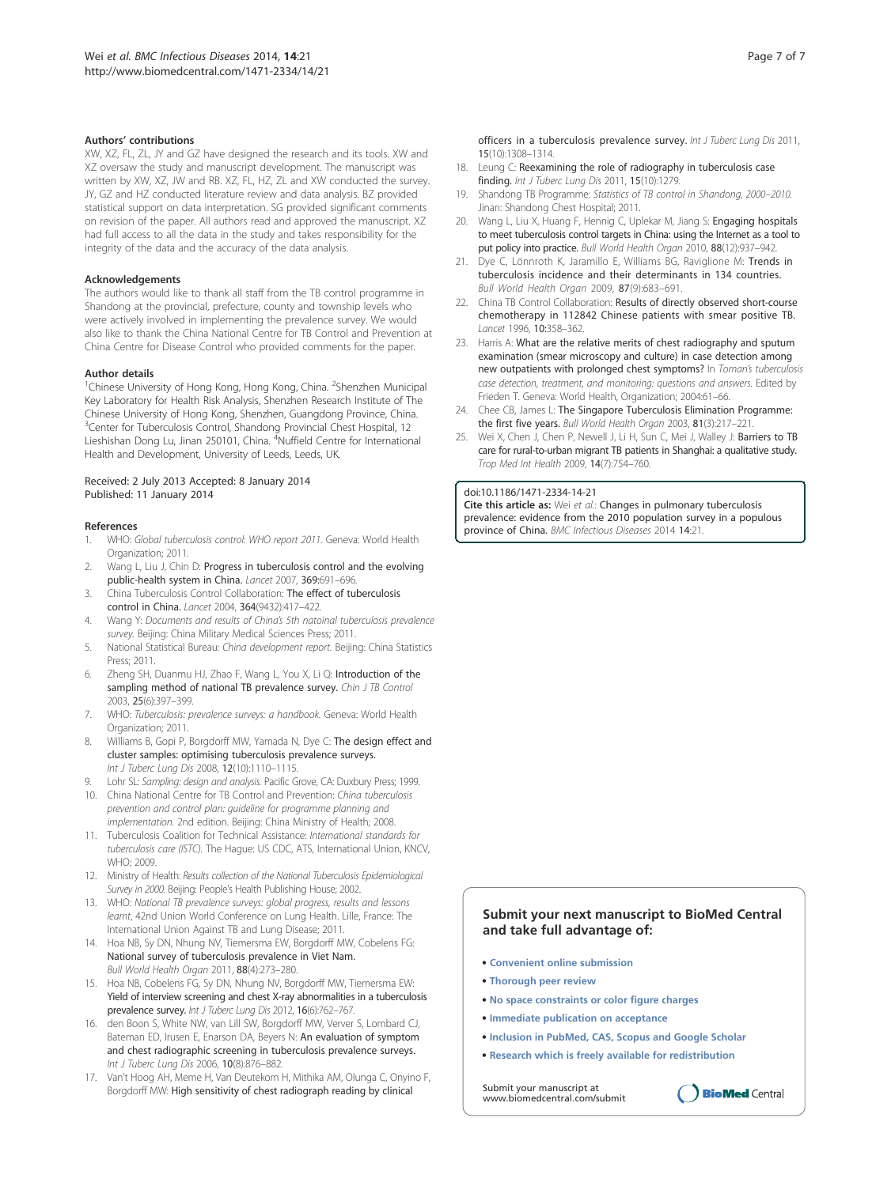#### Authors' contributions

XW, XZ, FL, ZL, JY and GZ have designed the research and its tools. XW and XZ oversaw the study and manuscript development. The manuscript was written by XW, XZ, JW and RB. XZ, FL, HZ, ZL and XW conducted the survey. JY, GZ and HZ conducted literature review and data analysis. BZ provided statistical support on data interpretation. SG provided significant comments on revision of the paper. All authors read and approved the manuscript. XZ had full access to all the data in the study and takes responsibility for the integrity of the data and the accuracy of the data analysis.

#### Acknowledgements

The authors would like to thank all staff from the TB control programme in Shandong at the provincial, prefecture, county and township levels who were actively involved in implementing the prevalence survey. We would also like to thank the China National Centre for TB Control and Prevention at China Centre for Disease Control who provided comments for the paper.

#### Author details

[1]Chinese University of Hong Kong, Hong Kong, China. [2]Shenzhen Municipal Key Laboratory for Health Risk Analysis, Shenzhen Research Institute of The Chinese University of Hong Kong, Shenzhen, Guangdong Province, China. [3]Center for Tuberculosis Control, Shandong Provincial Chest Hospital, 12 Lieshishan Dong Lu, Jinan 250101, China. [4]Nuffield Centre for International Health and Development, University of Leeds, Leeds, UK.

Received: 2 July 2013 Accepted: 8 January 2014
Published: 11 January 2014

#### References

1. WHO: *Global tuberculosis control: WHO report 2011.* Geneva: World Health Organization; 2011.
2. Wang L, Liu J, Chin D: **Progress in tuberculosis control and the evolving public-health system in China.** *Lancet* 2007, **369:**691–696.
3. China Tuberculosis Control Collaboration: **The effect of tuberculosis control in China.** *Lancet* 2004, **364**(9432):417–422.
4. Wang Y: *Documents and results of China's 5th natoinal tuberculosis prevalence survey.* Beijing: China Military Medical Sciences Press; 2011.
5. National Statistical Bureau: *China development report.* Beijing: China Statistics Press; 2011.
6. Zheng SH, Duanmu HJ, Zhao F, Wang L, You X, Li Q: **Introduction of the sampling method of national TB prevalence survey.** *Chin J TB Control* 2003, **25**(6):397–399.
7. WHO: *Tuberculosis: prevalence surveys: a handbook.* Geneva: World Health Organization; 2011.
8. Williams B, Gopi P, Borgdorff MW, Yamada N, Dye C: **The design effect and cluster samples: optimising tuberculosis prevalence surveys.** *Int J Tuberc Lung Dis* 2008, **12**(10):1110–1115.
9. Lohr SL: *Sampling: design and analysis.* Pacific Grove, CA: Duxbury Press; 1999.
10. China National Centre for TB Control and Prevention: *China tuberculosis prevention and control plan: guideline for programme planning and implementation.* 2nd edition. Beijing: China Ministry of Health; 2008.
11. Tuberculosis Coalition for Technical Assistance: *International standards for tuberculosis care (ISTC).* The Hague: US CDC, ATS, International Union, KNCV, WHO; 2009.
12. Ministry of Health: *Results collection of the National Tuberculosis Epidemiological Survey in 2000.* Beijing: People's Health Publishing House; 2002.
13. WHO: *National TB prevalence surveys: global progress, results and lessons learnt*, 42nd Union World Conference on Lung Health. Lille, France: The International Union Against TB and Lung Disease; 2011.
14. Hoa NB, Sy DN, Nhung NV, Tiemersma EW, Borgdorff MW, Cobelens FG: **National survey of tuberculosis prevalence in Viet Nam.** *Bull World Health Organ* 2011, **88**(4):273–280.
15. Hoa NB, Cobelens FG, Sy DN, Nhung NV, Borgdorff MW, Tiemersma EW: **Yield of interview screening and chest X-ray abnormalities in a tuberculosis prevalence survey.** *Int J Tuberc Lung Dis* 2012, **16**(6):762–767.
16. den Boon S, White NW, van Lill SW, Borgdorff MW, Verver S, Lombard CJ, Bateman ED, Irusen E, Enarson DA, Beyers N: **An evaluation of symptom and chest radiographic screening in tuberculosis prevalence surveys.** *Int J Tuberc Lung Dis* 2006, **10**(8):876–882.
17. Van't Hoog AH, Meme H, Van Deutekom H, Mithika AM, Olunga C, Onyino F, Borgdorff MW: **High sensitivity of chest radiograph reading by clinical officers in a tuberculosis prevalence survey.** *Int J Tuberc Lung Dis* 2011, **15**(10):1308–1314.
18. Leung C: **Reexamining the role of radiography in tuberculosis case finding.** *Int J Tuberc Lung Dis* 2011, **15**(10):1279.
19. Shandong TB Programme: *Statistics of TB control in Shandong, 2000–2010.* Jinan: Shandong Chest Hospital; 2011.
20. Wang L, Liu X, Huang F, Hennig C, Uplekar M, Jiang S: **Engaging hospitals to meet tuberculosis control targets in China: using the Internet as a tool to put policy into practice.** *Bull World Health Organ* 2010, **88**(12):937–942.
21. Dye C, Lönnroth K, Jaramillo E, Williams BG, Raviglione M: **Trends in tuberculosis incidence and their determinants in 134 countries.** *Bull World Health Organ* 2009, **87**(9):683–691.
22. China TB Control Collaboration: **Results of directly observed short-course chemotherapy in 112842 Chinese patients with smear positive TB.** *Lancet* 1996, **10:**358–362.
23. Harris A: **What are the relative merits of chest radiography and sputum examination (smear microscopy and culture) in case detection among new outpatients with prolonged chest symptoms?** In *Toman's tuberculosis case detection, treatment, and monitoring: questions and answers.* Edited by Frieden T. Geneva: World Health, Organization; 2004:61–66.
24. Chee CB, James L: **The Singapore Tuberculosis Elimination Programme: the first five years.** *Bull World Health Organ* 2003, **81**(3):217–221.
25. Wei X, Chen J, Chen P, Newell J, Li H, Sun C, Mei J, Walley J: **Barriers to TB care for rural-to-urban migrant TB patients in Shanghai: a qualitative study.** *Trop Med Int Health* 2009, **14**(7):754–760.

doi:10.1186/1471-2334-14-21
**Cite this article as:** Wei *et al.*: Changes in pulmonary tuberculosis prevalence: evidence from the 2010 population survey in a populous province of China. *BMC Infectious Diseases* 2014 **14**:21.

**Submit your next manuscript to BioMed Central and take full advantage of:**

- **Convenient online submission**
- **Thorough peer review**
- **No space constraints or color figure charges**
- **Immediate publication on acceptance**
- **Inclusion in PubMed, CAS, Scopus and Google Scholar**
- **Research which is freely available for redistribution**

Submit your manuscript at
www.biomedcentral.com/submit

BioMed Central